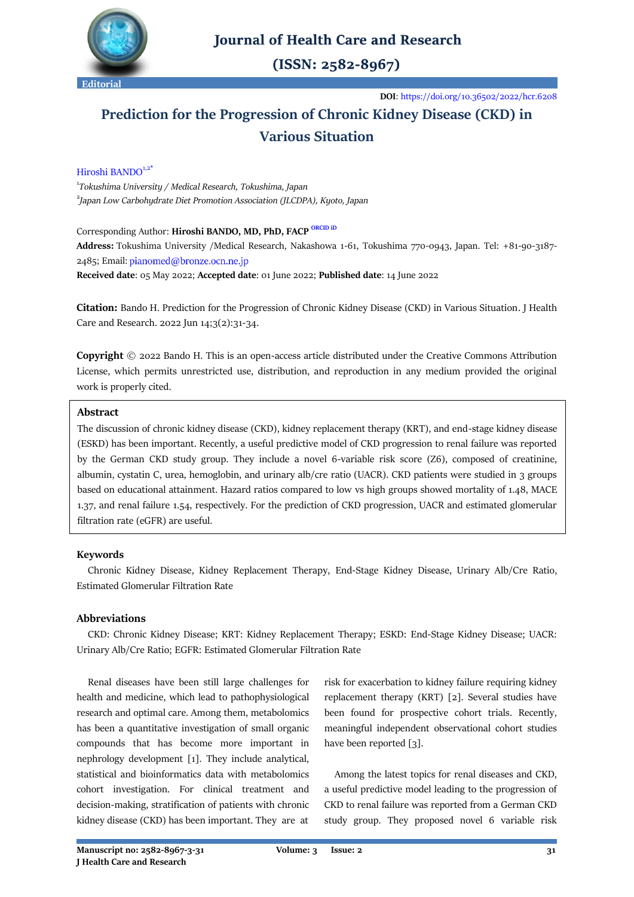Editorial

**DOI**: https://doi.org/10.36502/2022/hcr.6208

# Prediction for the Progression of Chronic Kidney Disease (CKD) in Various Situation

Hiroshi BANDO[1,2*]

[1]*Tokushima University / Medical Research, Tokushima, Japan*

[2]*Japan Low Carbohydrate Diet Promotion Association (JLCDPA), Kyoto, Japan*

Corresponding Author: **Hiroshi BANDO, MD, PhD, FACP** ORCID iD

**Address:** Tokushima University /Medical Research, Nakashowa 1-61, Tokushima 770-0943, Japan. Tel: +81-90-3187-2485; Email: pianomed@bronze.ocn.ne.jp

**Received date**: 05 May 2022; **Accepted date**: 01 June 2022; **Published date**: 14 June 2022

**Citation:** Bando H. Prediction for the Progression of Chronic Kidney Disease (CKD) in Various Situation. J Health Care and Research. 2022 Jun 14;3(2):31-34.

**Copyright** © 2022 Bando H. This is an open-access article distributed under the Creative Commons Attribution License, which permits unrestricted use, distribution, and reproduction in any medium provided the original work is properly cited.

## Abstract

The discussion of chronic kidney disease (CKD), kidney replacement therapy (KRT), and end-stage kidney disease (ESKD) has been important. Recently, a useful predictive model of CKD progression to renal failure was reported by the German CKD study group. They include a novel 6-variable risk score (Z6), composed of creatinine, albumin, cystatin C, urea, hemoglobin, and urinary alb/cre ratio (UACR). CKD patients were studied in 3 groups based on educational attainment. Hazard ratios compared to low vs high groups showed mortality of 1.48, MACE 1.37, and renal failure 1.54, respectively. For the prediction of CKD progression, UACR and estimated glomerular filtration rate (eGFR) are useful.

## Keywords

Chronic Kidney Disease, Kidney Replacement Therapy, End-Stage Kidney Disease, Urinary Alb/Cre Ratio, Estimated Glomerular Filtration Rate

## Abbreviations

CKD: Chronic Kidney Disease; KRT: Kidney Replacement Therapy; ESKD: End-Stage Kidney Disease; UACR: Urinary Alb/Cre Ratio; EGFR: Estimated Glomerular Filtration Rate

Renal diseases have been still large challenges for health and medicine, which lead to pathophysiological research and optimal care. Among them, metabolomics has been a quantitative investigation of small organic compounds that has become more important in nephrology development [1]. They include analytical, statistical and bioinformatics data with metabolomics cohort investigation. For clinical treatment and decision-making, stratification of patients with chronic kidney disease (CKD) has been important. They are at risk for exacerbation to kidney failure requiring kidney replacement therapy (KRT) [2]. Several studies have been found for prospective cohort trials. Recently, meaningful independent observational cohort studies have been reported [3].

Among the latest topics for renal diseases and CKD, a useful predictive model leading to the progression of CKD to renal failure was reported from a German CKD study group. They proposed novel 6 variable risk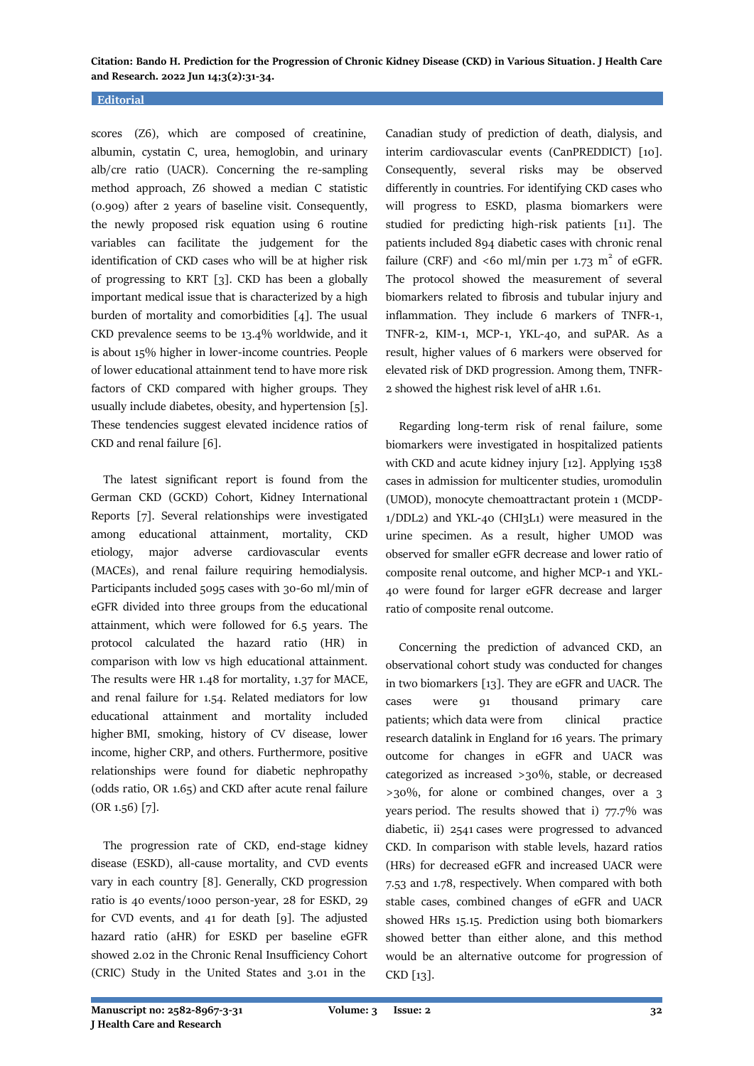scores (Z6), which are composed of creatinine, albumin, cystatin C, urea, hemoglobin, and urinary alb/cre ratio (UACR). Concerning the re-sampling method approach, Z6 showed a median C statistic (0.909) after 2 years of baseline visit. Consequently, the newly proposed risk equation using 6 routine variables can facilitate the judgement for the identification of CKD cases who will be at higher risk of progressing to KRT [3]. CKD has been a globally important medical issue that is characterized by a high burden of mortality and comorbidities [4]. The usual CKD prevalence seems to be 13.4% worldwide, and it is about 15% higher in lower-income countries. People of lower educational attainment tend to have more risk factors of CKD compared with higher groups. They usually include diabetes, obesity, and hypertension [5]. These tendencies suggest elevated incidence ratios of CKD and renal failure [6].

The latest significant report is found from the German CKD (GCKD) Cohort, Kidney International Reports [7]. Several relationships were investigated among educational attainment, mortality, CKD etiology, major adverse cardiovascular events (MACEs), and renal failure requiring hemodialysis. Participants included 5095 cases with 30-60 ml/min of eGFR divided into three groups from the educational attainment, which were followed for 6.5 years. The protocol calculated the hazard ratio (HR) in comparison with low vs high educational attainment. The results were HR 1.48 for mortality, 1.37 for MACE, and renal failure for 1.54. Related mediators for low educational attainment and mortality included higher BMI, smoking, history of CV disease, lower income, higher CRP, and others. Furthermore, positive relationships were found for diabetic nephropathy (odds ratio, OR 1.65) and CKD after acute renal failure (OR 1.56) [7].

The progression rate of CKD, end-stage kidney disease (ESKD), all-cause mortality, and CVD events vary in each country [8]. Generally, CKD progression ratio is 40 events/1000 person-year, 28 for ESKD, 29 for CVD events, and 41 for death [9]. The adjusted hazard ratio (aHR) for ESKD per baseline eGFR showed 2.02 in the Chronic Renal Insufficiency Cohort (CRIC) Study in the United States and 3.01 in the Canadian study of prediction of death, dialysis, and interim cardiovascular events (CanPREDDICT) [10]. Consequently, several risks may be observed differently in countries. For identifying CKD cases who will progress to ESKD, plasma biomarkers were studied for predicting high-risk patients [11]. The patients included 894 diabetic cases with chronic renal failure (CRF) and <60 ml/min per 1.73 $m^2$ of eGFR. The protocol showed the measurement of several biomarkers related to fibrosis and tubular injury and inflammation. They include 6 markers of TNFR-1, TNFR-2, KIM-1, MCP-1, YKL-40, and suPAR. As a result, higher values of 6 markers were observed for elevated risk of DKD progression. Among them, TNFR-2 showed the highest risk level of aHR 1.61.

Regarding long-term risk of renal failure, some biomarkers were investigated in hospitalized patients with CKD and acute kidney injury [12]. Applying 1538 cases in admission for multicenter studies, uromodulin (UMOD), monocyte chemoattractant protein 1 (MCDP-1/DDL2) and YKL-40 (CHI3L1) were measured in the urine specimen. As a result, higher UMOD was observed for smaller eGFR decrease and lower ratio of composite renal outcome, and higher MCP-1 and YKL-40 were found for larger eGFR decrease and larger ratio of composite renal outcome.

Concerning the prediction of advanced CKD, an observational cohort study was conducted for changes in two biomarkers [13]. They are eGFR and UACR. The cases were 91 thousand primary care patients; which data were from clinical practice research datalink in England for 16 years. The primary outcome for changes in eGFR and UACR was categorized as increased >30%, stable, or decreased >30%, for alone or combined changes, over a 3 years period. The results showed that i) 77.7% was diabetic, ii) 2541 cases were progressed to advanced CKD. In comparison with stable levels, hazard ratios (HRs) for decreased eGFR and increased UACR were 7.53 and 1.78, respectively. When compared with both stable cases, combined changes of eGFR and UACR showed HRs 15.15. Prediction using both biomarkers showed better than either alone, and this method would be an alternative outcome for progression of CKD [13].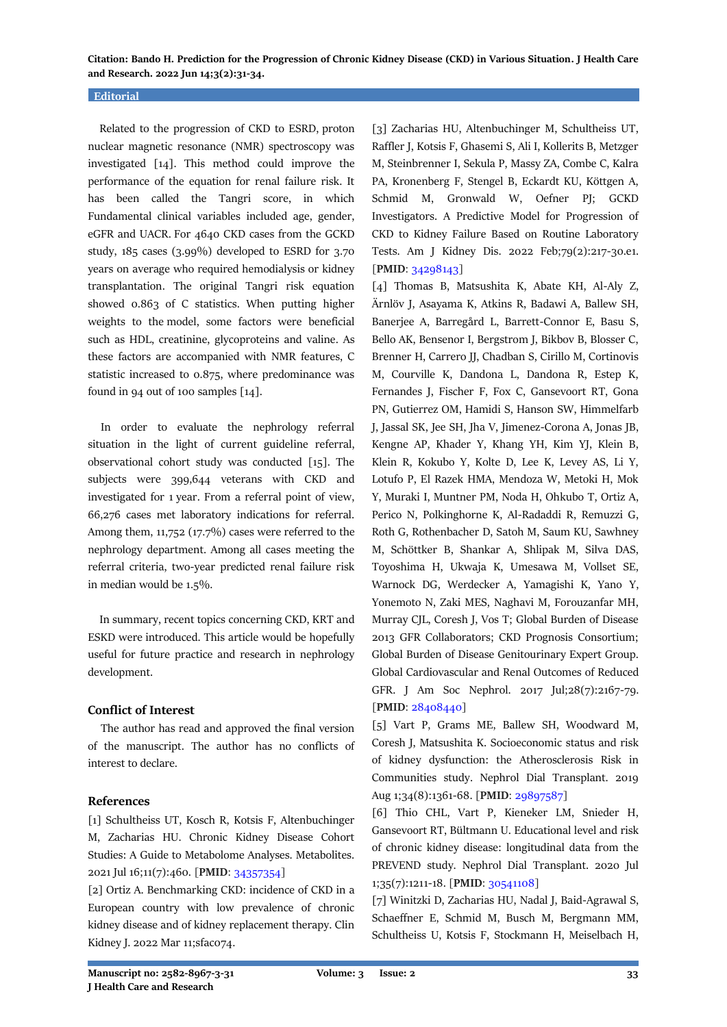Related to the progression of CKD to ESRD, proton nuclear magnetic resonance (NMR) spectroscopy was investigated [14]. This method could improve the performance of the equation for renal failure risk. It has been called the Tangri score, in which Fundamental clinical variables included age, gender, eGFR and UACR. For 4640 CKD cases from the GCKD study, 185 cases (3.99%) developed to ESRD for 3.70 years on average who required hemodialysis or kidney transplantation. The original Tangri risk equation showed 0.863 of C statistics. When putting higher weights to the model, some factors were beneficial such as HDL, creatinine, glycoproteins and valine. As these factors are accompanied with NMR features, C statistic increased to 0.875, where predominance was found in 94 out of 100 samples [14].

In order to evaluate the nephrology referral situation in the light of current guideline referral, observational cohort study was conducted [15]. The subjects were 399,644 veterans with CKD and investigated for 1 year. From a referral point of view, 66,276 cases met laboratory indications for referral. Among them, 11,752 (17.7%) cases were referred to the nephrology department. Among all cases meeting the referral criteria, two-year predicted renal failure risk in median would be 1.5%.

In summary, recent topics concerning CKD, KRT and ESKD were introduced. This article would be hopefully useful for future practice and research in nephrology development.

## Conflict of Interest

The author has read and approved the final version of the manuscript. The author has no conflicts of interest to declare.

## References

[1] Schultheiss UT, Kosch R, Kotsis F, Altenbuchinger M, Zacharias HU. Chronic Kidney Disease Cohort Studies: A Guide to Metabolome Analyses. Metabolites. 2021 Jul 16;11(7):460. [**PMID**: 34357354]

[2] Ortiz A. Benchmarking CKD: incidence of CKD in a European country with low prevalence of chronic kidney disease and of kidney replacement therapy. Clin Kidney J. 2022 Mar 11;sfac074.

[3] Zacharias HU, Altenbuchinger M, Schultheiss UT, Raffler J, Kotsis F, Ghasemi S, Ali I, Kollerits B, Metzger M, Steinbrenner I, Sekula P, Massy ZA, Combe C, Kalra PA, Kronenberg F, Stengel B, Eckardt KU, Köttgen A, Schmid M, Gronwald W, Oefner PJ; GCKD Investigators. A Predictive Model for Progression of CKD to Kidney Failure Based on Routine Laboratory Tests. Am J Kidney Dis. 2022 Feb;79(2):217-30.e1. [**PMID**: 34298143]

[4] Thomas B, Matsushita K, Abate KH, Al-Aly Z, Ärnlöv J, Asayama K, Atkins R, Badawi A, Ballew SH, Banerjee A, Barregård L, Barrett-Connor E, Basu S, Bello AK, Bensenor I, Bergstrom J, Bikbov B, Blosser C, Brenner H, Carrero JJ, Chadban S, Cirillo M, Cortinovis M, Courville K, Dandona L, Dandona R, Estep K, Fernandes J, Fischer F, Fox C, Gansevoort RT, Gona PN, Gutierrez OM, Hamidi S, Hanson SW, Himmelfarb J, Jassal SK, Jee SH, Jha V, Jimenez-Corona A, Jonas JB, Kengne AP, Khader Y, Khang YH, Kim YJ, Klein B, Klein R, Kokubo Y, Kolte D, Lee K, Levey AS, Li Y, Lotufo P, El Razek HMA, Mendoza W, Metoki H, Mok Y, Muraki I, Muntner PM, Noda H, Ohkubo T, Ortiz A, Perico N, Polkinghorne K, Al-Radaddi R, Remuzzi G, Roth G, Rothenbacher D, Satoh M, Saum KU, Sawhney M, Schöttker B, Shankar A, Shlipak M, Silva DAS, Toyoshima H, Ukwaja K, Umesawa M, Vollset SE, Warnock DG, Werdecker A, Yamagishi K, Yano Y, Yonemoto N, Zaki MES, Naghavi M, Forouzanfar MH, Murray CJL, Coresh J, Vos T; Global Burden of Disease 2013 GFR Collaborators; CKD Prognosis Consortium; Global Burden of Disease Genitourinary Expert Group. Global Cardiovascular and Renal Outcomes of Reduced GFR. J Am Soc Nephrol. 2017 Jul;28(7):2167-79. [**PMID**: 28408440]

[5] Vart P, Grams ME, Ballew SH, Woodward M, Coresh J, Matsushita K. Socioeconomic status and risk of kidney dysfunction: the Atherosclerosis Risk in Communities study. Nephrol Dial Transplant. 2019 Aug 1;34(8):1361-68. [**PMID**: 29897587]

[6] Thio CHL, Vart P, Kieneker LM, Snieder H, Gansevoort RT, Bültmann U. Educational level and risk of chronic kidney disease: longitudinal data from the PREVEND study. Nephrol Dial Transplant. 2020 Jul 1;35(7):1211-18. [**PMID**: 30541108]

[7] Winitzki D, Zacharias HU, Nadal J, Baid-Agrawal S, Schaeffner E, Schmid M, Busch M, Bergmann MM, Schultheiss U, Kotsis F, Stockmann H, Meiselbach H,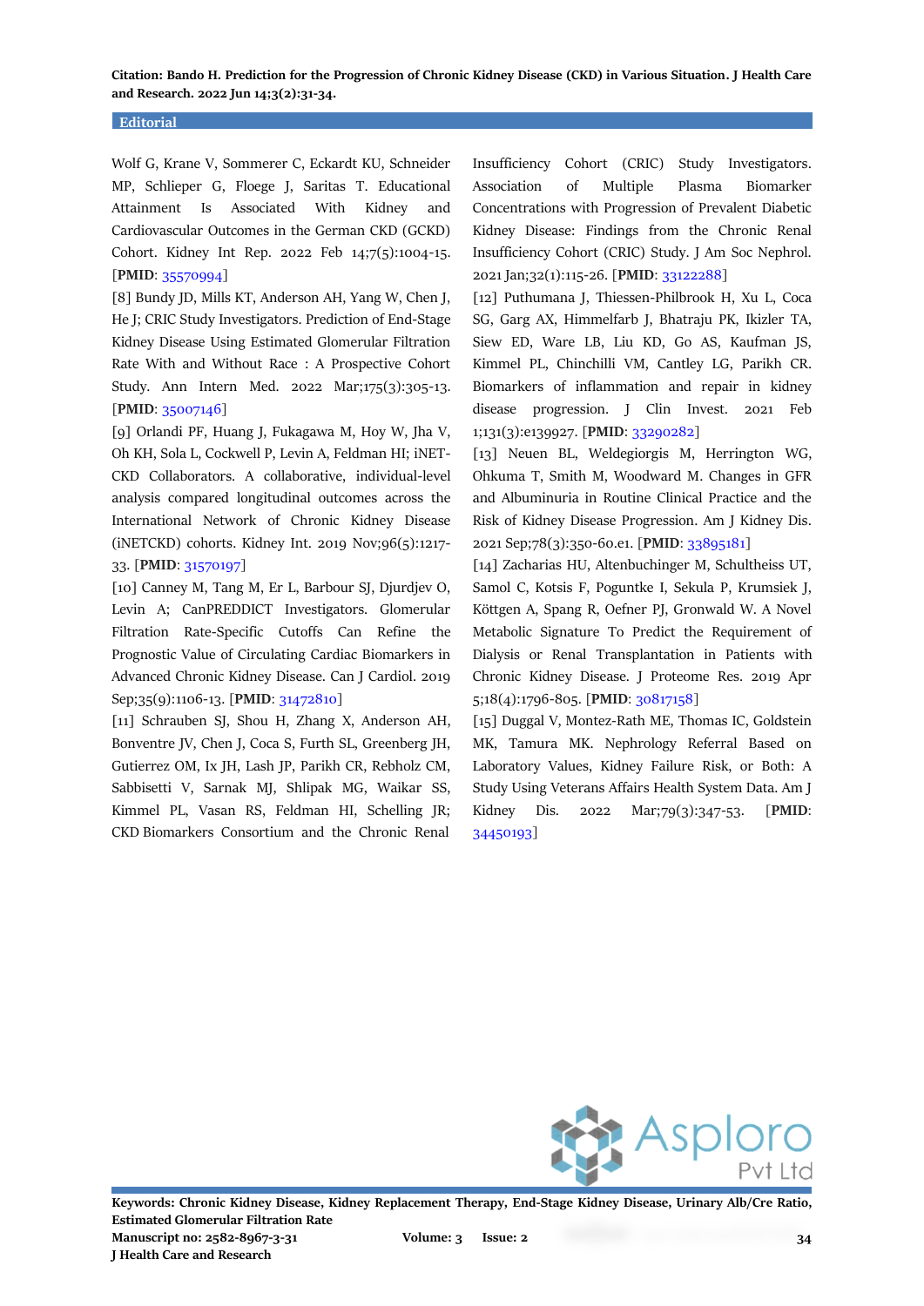Wolf G, Krane V, Sommerer C, Eckardt KU, Schneider MP, Schlieper G, Floege J, Saritas T. Educational Attainment Is Associated With Kidney and Cardiovascular Outcomes in the German CKD (GCKD) Cohort. Kidney Int Rep. 2022 Feb 14;7(5):1004-15. [**PMID**: 35570994]

[8] Bundy JD, Mills KT, Anderson AH, Yang W, Chen J, He J; CRIC Study Investigators. Prediction of End-Stage Kidney Disease Using Estimated Glomerular Filtration Rate With and Without Race : A Prospective Cohort Study. Ann Intern Med. 2022 Mar;175(3):305-13. [**PMID**: 35007146]

[9] Orlandi PF, Huang J, Fukagawa M, Hoy W, Jha V, Oh KH, Sola L, Cockwell P, Levin A, Feldman HI; iNET-CKD Collaborators. A collaborative, individual-level analysis compared longitudinal outcomes across the International Network of Chronic Kidney Disease (iNETCKD) cohorts. Kidney Int. 2019 Nov;96(5):1217-33. [**PMID**: 31570197]

[10] Canney M, Tang M, Er L, Barbour SJ, Djurdjev O, Levin A; CanPREDDICT Investigators. Glomerular Filtration Rate-Specific Cutoffs Can Refine the Prognostic Value of Circulating Cardiac Biomarkers in Advanced Chronic Kidney Disease. Can J Cardiol. 2019 Sep;35(9):1106-13. [**PMID**: 31472810]

[11] Schrauben SJ, Shou H, Zhang X, Anderson AH, Bonventre JV, Chen J, Coca S, Furth SL, Greenberg JH, Gutierrez OM, Ix JH, Lash JP, Parikh CR, Rebholz CM, Sabbisetti V, Sarnak MJ, Shlipak MG, Waikar SS, Kimmel PL, Vasan RS, Feldman HI, Schelling JR; CKD Biomarkers Consortium and the Chronic Renal Insufficiency Cohort (CRIC) Study Investigators. Association of Multiple Plasma Biomarker Concentrations with Progression of Prevalent Diabetic Kidney Disease: Findings from the Chronic Renal Insufficiency Cohort (CRIC) Study. J Am Soc Nephrol. 2021 Jan;32(1):115-26. [**PMID**: 33122288]

[12] Puthumana J, Thiessen-Philbrook H, Xu L, Coca SG, Garg AX, Himmelfarb J, Bhatraju PK, Ikizler TA, Siew ED, Ware LB, Liu KD, Go AS, Kaufman JS, Kimmel PL, Chinchilli VM, Cantley LG, Parikh CR. Biomarkers of inflammation and repair in kidney disease progression. J Clin Invest. 2021 Feb 1;131(3):e139927. [**PMID**: 33290282]

[13] Neuen BL, Weldegiorgis M, Herrington WG, Ohkuma T, Smith M, Woodward M. Changes in GFR and Albuminuria in Routine Clinical Practice and the Risk of Kidney Disease Progression. Am J Kidney Dis. 2021 Sep;78(3):350-60.e1. [**PMID**: 33895181]

[14] Zacharias HU, Altenbuchinger M, Schultheiss UT, Samol C, Kotsis F, Poguntke I, Sekula P, Krumsiek J, Köttgen A, Spang R, Oefner PJ, Gronwald W. A Novel Metabolic Signature To Predict the Requirement of Dialysis or Renal Transplantation in Patients with Chronic Kidney Disease. J Proteome Res. 2019 Apr 5;18(4):1796-805. [**PMID**: 30817158]

[15] Duggal V, Montez-Rath ME, Thomas IC, Goldstein MK, Tamura MK. Nephrology Referral Based on Laboratory Values, Kidney Failure Risk, or Both: A Study Using Veterans Affairs Health System Data. Am J Kidney Dis. 2022 Mar;79(3):347-53. [**PMID**: 34450193]

**Keywords: Chronic Kidney Disease, Kidney Replacement Therapy, End-Stage Kidney Disease, Urinary Alb/Cre Ratio, Estimated Glomerular Filtration Rate**